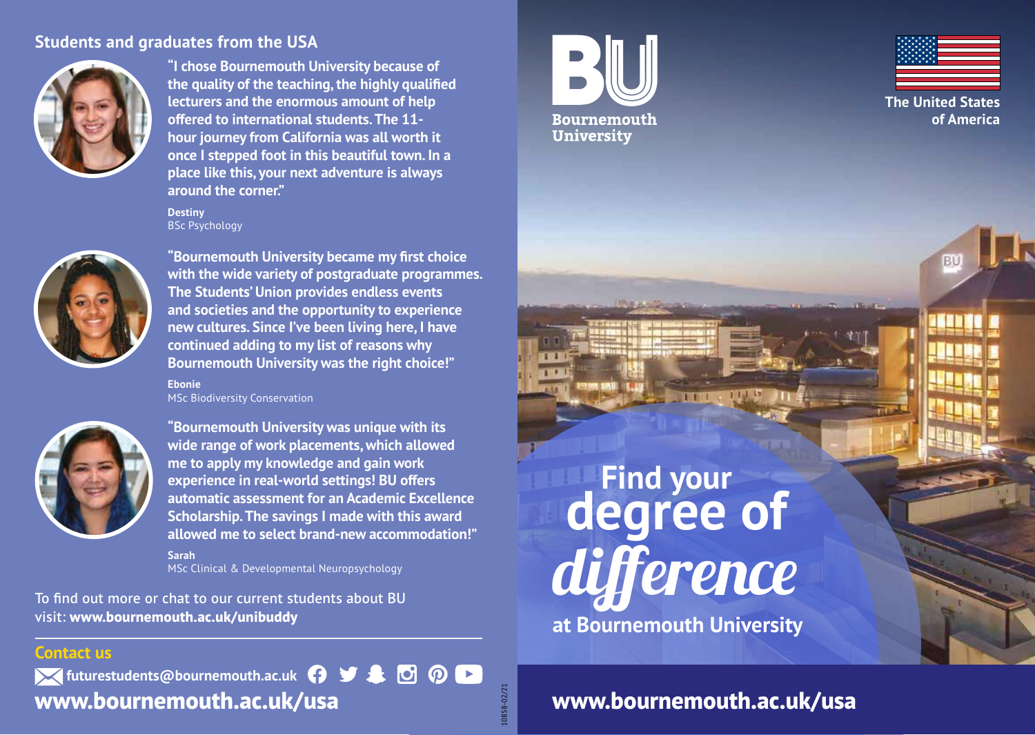## Students and graduates from the USA

**"I chose Bournemouth University because of the quality of the teaching, the highly qualified lecturers and the enormous amount of help offered to international students. The 11-hour journey from California was all worth it once I stepped foot in this beautiful town. In a place like this, your next adventure is always around the corner."**

**Destiny**
BSc Psychology

**"Bournemouth University became my first choice with the wide variety of postgraduate programmes. The Students' Union provides endless events and societies and the opportunity to experience new cultures. Since I've been living here, I have continued adding to my list of reasons why Bournemouth University was the right choice!"**

**Ebonie**
MSc Biodiversity Conservation

**"Bournemouth University was unique with its wide range of work placements, which allowed me to apply my knowledge and gain work experience in real-world settings! BU offers automatic assessment for an Academic Excellence Scholarship. The savings I made with this award allowed me to select brand-new accommodation!"**

**Sarah**
MSc Clinical & Developmental Neuropsychology

To find out more or chat to our current students about BU visit: **www.bournemouth.ac.uk/unibuddy**

### Contact us

**futurestudents@bournemouth.ac.uk**

**www.bournemouth.ac.uk/usa**

10858-02/21

BU Bournemouth University

The United States of America

# Find your degree of *difference*

**at Bournemouth University**

**www.bournemouth.ac.uk/usa**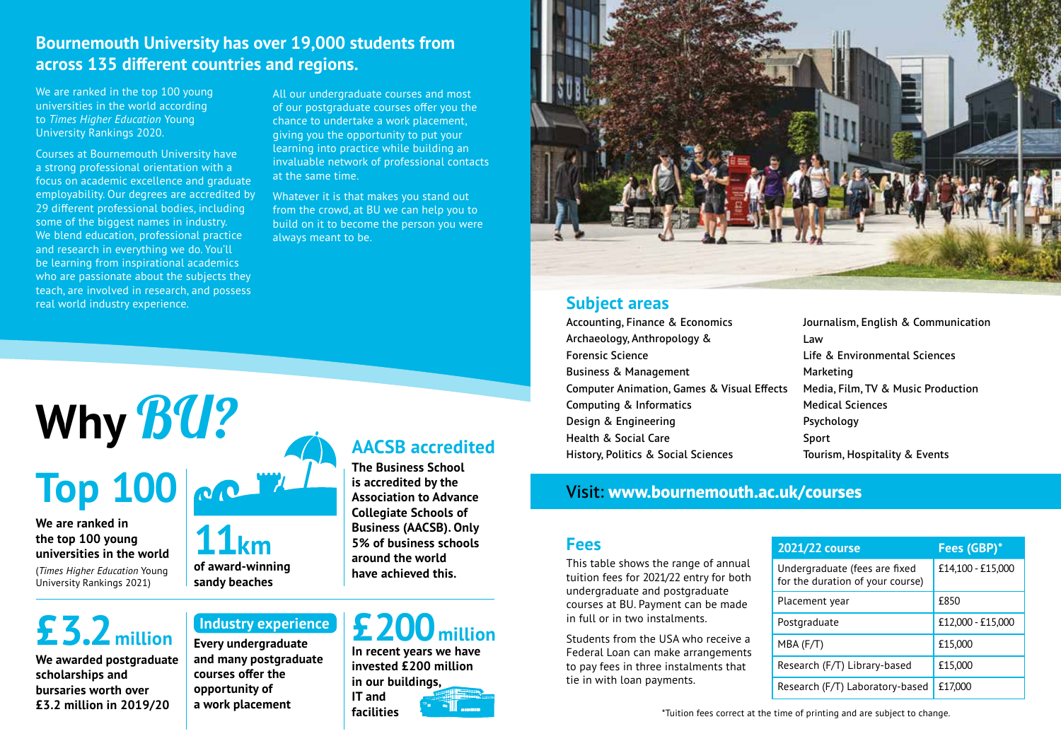## Bournemouth University has over 19,000 students from across 135 different countries and regions.

We are ranked in the top 100 young universities in the world according to *Times Higher Education* Young University Rankings 2020.

Courses at Bournemouth University have a strong professional orientation with a focus on academic excellence and graduate employability. Our degrees are accredited by 29 different professional bodies, including some of the biggest names in industry. We blend education, professional practice and research in everything we do. You'll be learning from inspirational academics who are passionate about the subjects they teach, are involved in research, and possess real world industry experience.

All our undergraduate courses and most of our postgraduate courses offer you the chance to undertake a work placement, giving you the opportunity to put your learning into practice while building an invaluable network of professional contacts at the same time.

Whatever it is that makes you stand out from the crowd, at BU we can help you to build on it to become the person you were always meant to be.

# Why *BU?*

## Top 100

**We are ranked in the top 100 young universities in the world**

(*Times Higher Education* Young University Rankings 2021)

## 11km

**of award-winning sandy beaches**

## AACSB accredited

**The Business School is accredited by the Association to Advance Collegiate Schools of Business (AACSB). Only 5% of business schools around the world have achieved this.**

## £3.2 million

**We awarded postgraduate scholarships and bursaries worth over £3.2 million in 2019/20**

## Industry experience

**Every undergraduate and many postgraduate courses offer the opportunity of a work placement**

## £200 million

**In recent years we have invested £200 million in our buildings, IT and facilities**

## Subject areas

- Accounting, Finance & Economics
- Archaeology, Anthropology & Forensic Science
- Business & Management
- Computer Animation, Games & Visual Effects
- Computing & Informatics
- Design & Engineering
- Health & Social Care
- History, Politics & Social Sciences
- Journalism, English & Communication
- Law
- Life & Environmental Sciences
- Marketing
- Media, Film, TV & Music Production
- Medical Sciences
- Psychology
- Sport
- Tourism, Hospitality & Events

## Visit: www.bournemouth.ac.uk/courses

## Fees

This table shows the range of annual tuition fees for 2021/22 entry for both undergraduate and postgraduate courses at BU. Payment can be made in full or in two instalments.

Students from the USA who receive a Federal Loan can make arrangements to pay fees in three instalments that tie in with loan payments.

| 2021/22 course | Fees (GBP)* |
|---|---|
| Undergraduate (fees are fixed for the duration of your course) | £14,100 - £15,000 |
| Placement year | £850 |
| Postgraduate | £12,000 - £15,000 |
| MBA (F/T) | £15,000 |
| Research (F/T) Library-based | £15,000 |
| Research (F/T) Laboratory-based | £17,000 |

*Tuition fees correct at the time of printing and are subject to change.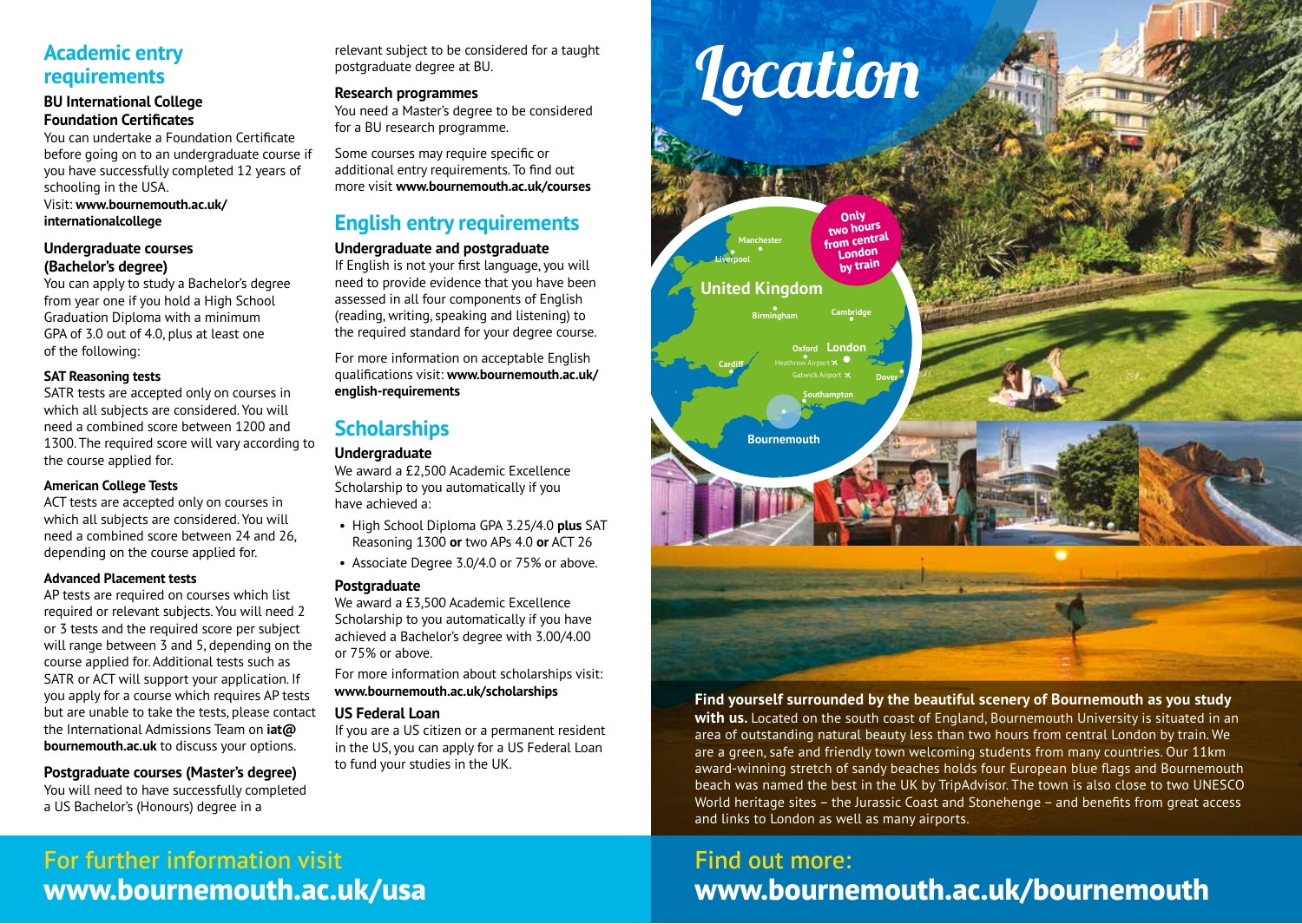## Academic entry requirements

### BU International College Foundation Certificates

You can undertake a Foundation Certificate before going on to an undergraduate course if you have successfully completed 12 years of schooling in the USA.
Visit: **www.bournemouth.ac.uk/internationalcollege**

### Undergraduate courses (Bachelor's degree)

You can apply to study a Bachelor's degree from year one if you hold a High School Graduation Diploma with a minimum GPA of 3.0 out of 4.0, plus at least one of the following:

**SAT Reasoning tests**

SATR tests are accepted only on courses in which all subjects are considered. You will need a combined score between 1200 and 1300. The required score will vary according to the course applied for.

**American College Tests**

ACT tests are accepted only on courses in which all subjects are considered. You will need a combined score between 24 and 26, depending on the course applied for.

**Advanced Placement tests**

AP tests are required on courses which list required or relevant subjects. You will need 2 or 3 tests and the required score per subject will range between 3 and 5, depending on the course applied for. Additional tests such as SATR or ACT will support your application. If you apply for a course which requires AP tests but are unable to take the tests, please contact the International Admissions Team on **iat@bournemouth.ac.uk** to discuss your options.

### Postgraduate courses (Master's degree)

You will need to have successfully completed a US Bachelor's (Honours) degree in a relevant subject to be considered for a taught postgraduate degree at BU.

### Research programmes

You need a Master's degree to be considered for a BU research programme.

Some courses may require specific or additional entry requirements. To find out more visit **www.bournemouth.ac.uk/courses**

## English entry requirements

### Undergraduate and postgraduate

If English is not your first language, you will need to provide evidence that you have been assessed in all four components of English (reading, writing, speaking and listening) to the required standard for your degree course.

For more information on acceptable English qualifications visit: **www.bournemouth.ac.uk/english-requirements**

## Scholarships

### Undergraduate

We award a £2,500 Academic Excellence Scholarship to you automatically if you have achieved a:

- High School Diploma GPA 3.25/4.0 **plus** SAT Reasoning 1300 **or** two APs 4.0 **or** ACT 26
- Associate Degree 3.0/4.0 or 75% or above.

### Postgraduate

We award a £3,500 Academic Excellence Scholarship to you automatically if you have achieved a Bachelor's degree with 3.00/4.00 or 75% or above.

For more information about scholarships visit: **www.bournemouth.ac.uk/scholarships**

### US Federal Loan

If you are a US citizen or a permanent resident in the US, you can apply for a US Federal Loan to fund your studies in the UK.

For further information visit
**www.bournemouth.ac.uk/usa**

## Location

Only two hours from central London by train

United Kingdom — Manchester, Liverpool, Birmingham, Cambridge, Oxford, London, Cardiff, Heathrow Airport, Gatwick Airport, Dover, Southampton, Bournemouth

**Find yourself surrounded by the beautiful scenery of Bournemouth as you study with us.** Located on the south coast of England, Bournemouth University is situated in an area of outstanding natural beauty less than two hours from central London by train. We are a green, safe and friendly town welcoming students from many countries. Our 11km award-winning stretch of sandy beaches holds four European blue flags and Bournemouth beach was named the best in the UK by TripAdvisor. The town is also close to two UNESCO World heritage sites – the Jurassic Coast and Stonehenge – and benefits from great access and links to London as well as many airports.

Find out more:
**www.bournemouth.ac.uk/bournemouth**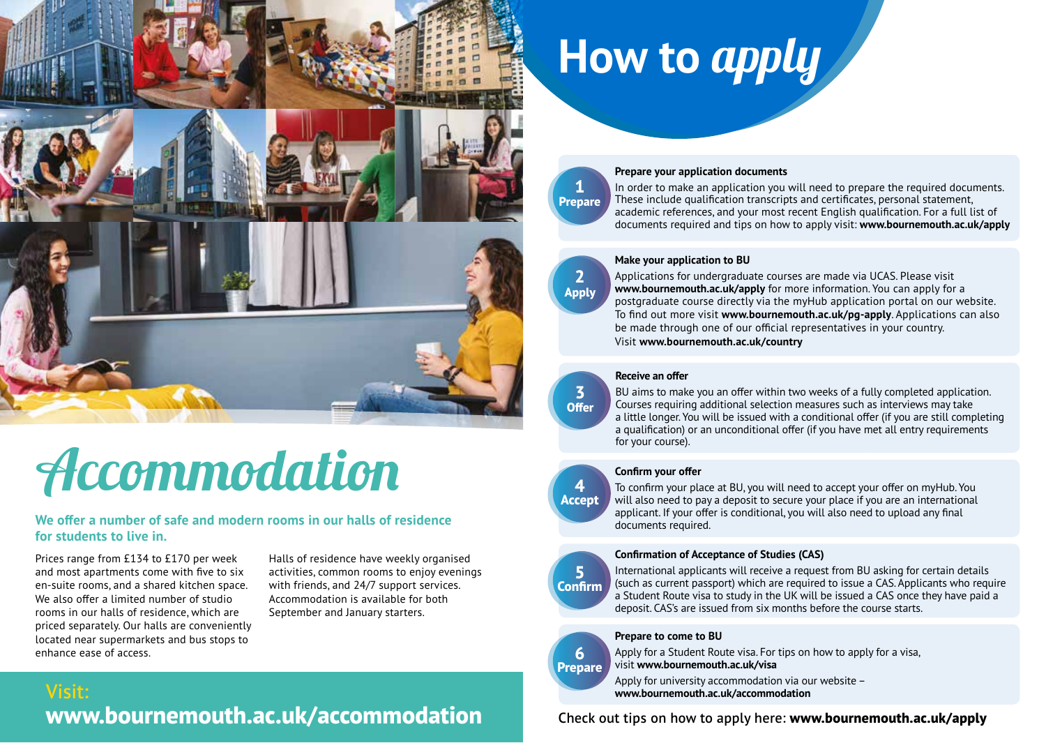# Accommodation

**We offer a number of safe and modern rooms in our halls of residence for students to live in.**

Prices range from £134 to £170 per week and most apartments come with five to six en-suite rooms, and a shared kitchen space. We also offer a limited number of studio rooms in our halls of residence, which are priced separately. Our halls are conveniently located near supermarkets and bus stops to enhance ease of access.

Halls of residence have weekly organised activities, common rooms to enjoy evenings with friends, and 24/7 support services. Accommodation is available for both September and January starters.

Visit:
**www.bournemouth.ac.uk/accommodation**

# How to *apply*

**1 Prepare**

**Prepare your application documents**

In order to make an application you will need to prepare the required documents. These include qualification transcripts and certificates, personal statement, academic references, and your most recent English qualification. For a full list of documents required and tips on how to apply visit: **www.bournemouth.ac.uk/apply**

**2 Apply**

**Make your application to BU**

Applications for undergraduate courses are made via UCAS. Please visit **www.bournemouth.ac.uk/apply** for more information. You can apply for a postgraduate course directly via the myHub application portal on our website. To find out more visit **www.bournemouth.ac.uk/pg-apply**. Applications can also be made through one of our official representatives in your country. Visit **www.bournemouth.ac.uk/country**

**3 Offer**

**Receive an offer**

BU aims to make you an offer within two weeks of a fully completed application. Courses requiring additional selection measures such as interviews may take a little longer. You will be issued with a conditional offer (if you are still completing a qualification) or an unconditional offer (if you have met all entry requirements for your course).

**4 Accept**

**Confirm your offer**

To confirm your place at BU, you will need to accept your offer on myHub. You will also need to pay a deposit to secure your place if you are an international applicant. If your offer is conditional, you will also need to upload any final documents required.

**5 Confirm**

**Confirmation of Acceptance of Studies (CAS)**

International applicants will receive a request from BU asking for certain details (such as current passport) which are required to issue a CAS. Applicants who require a Student Route visa to study in the UK will be issued a CAS once they have paid a deposit. CAS's are issued from six months before the course starts.

**6 Prepare**

**Prepare to come to BU**

Apply for a Student Route visa. For tips on how to apply for a visa, visit **www.bournemouth.ac.uk/visa**

Apply for university accommodation via our website – **www.bournemouth.ac.uk/accommodation**

Check out tips on how to apply here: **www.bournemouth.ac.uk/apply**